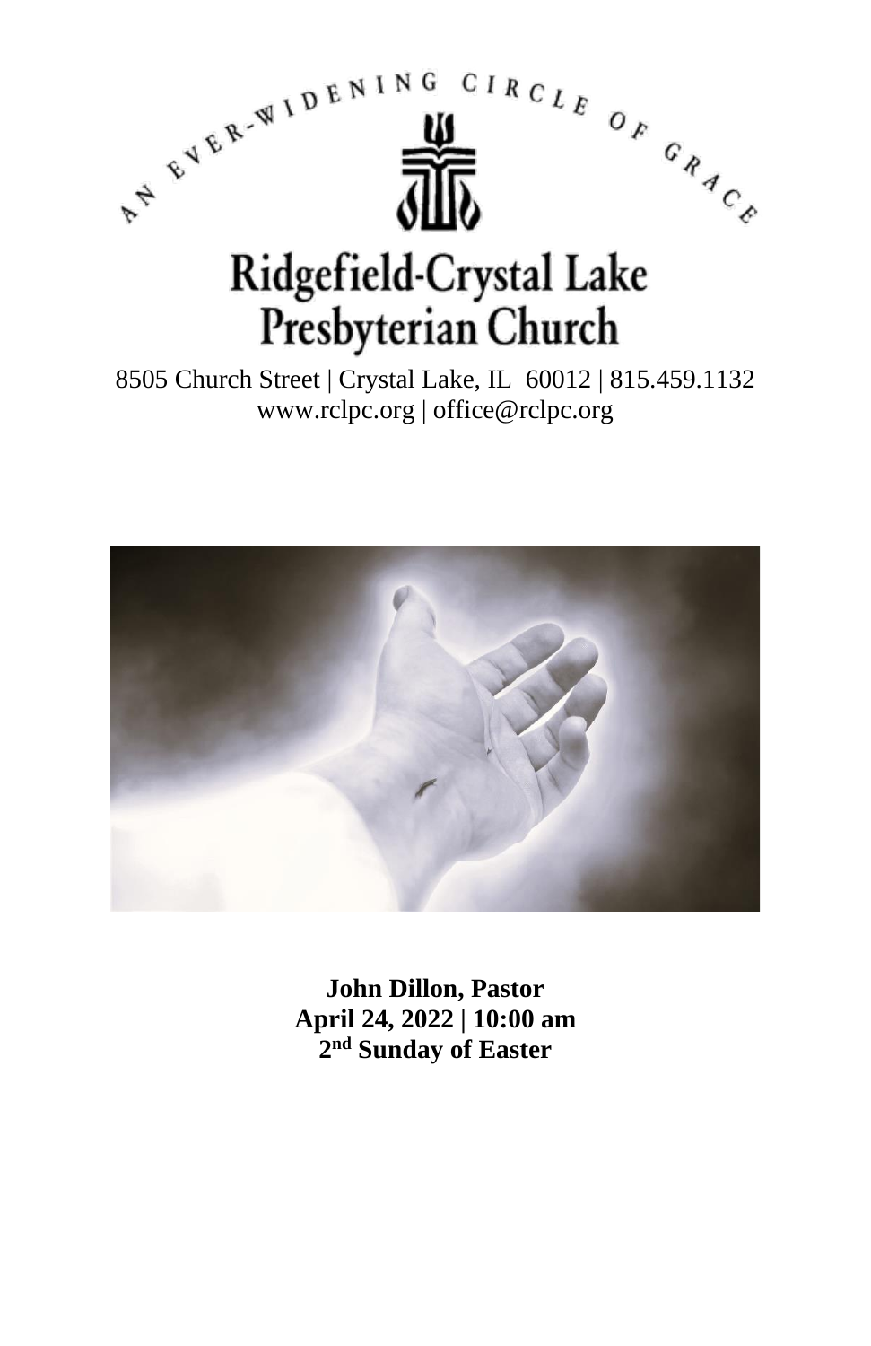AN EVER-WIDENING CIRCLE OF GRACE

# Ridgefield-Crystal Lake Presbyterian Church

8505 Church Street | Crystal Lake, IL 60012 | 815.459.1132
www.rclpc.org | office@rclpc.org

**John Dillon, Pastor**
**April 24, 2022 | 10:00 am**
**2nd Sunday of Easter**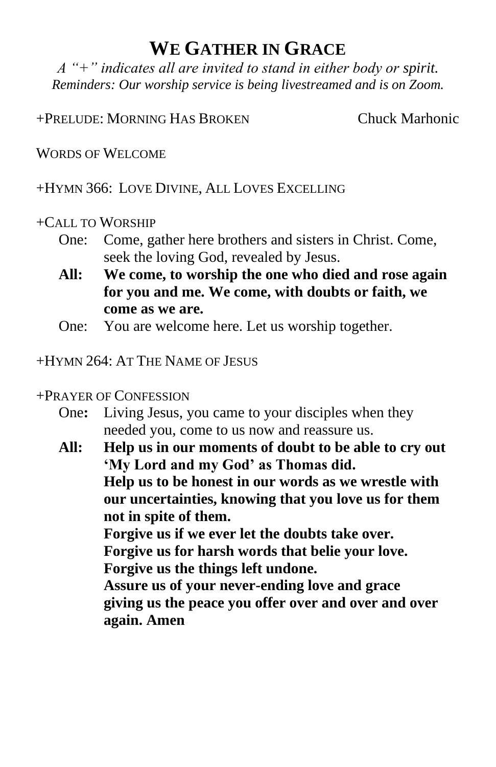# WE GATHER IN GRACE

*A "+" indicates all are invited to stand in either body or spirit.*
*Reminders: Our worship service is being livestreamed and is on Zoom.*

+PRELUDE: MORNING HAS BROKEN — Chuck Marhonic

WORDS OF WELCOME

+HYMN 366: LOVE DIVINE, ALL LOVES EXCELLING

+CALL TO WORSHIP

One: Come, gather here brothers and sisters in Christ. Come, seek the loving God, revealed by Jesus.

**All: We come, to worship the one who died and rose again for you and me. We come, with doubts or faith, we come as we are.**

One: You are welcome here. Let us worship together.

+HYMN 264: AT THE NAME OF JESUS

+PRAYER OF CONFESSION

One**:** Living Jesus, you came to your disciples when they needed you, come to us now and reassure us.

**All: Help us in our moments of doubt to be able to cry out 'My Lord and my God' as Thomas did.**
**Help us to be honest in our words as we wrestle with our uncertainties, knowing that you love us for them not in spite of them.**
**Forgive us if we ever let the doubts take over.**
**Forgive us for harsh words that belie your love.**
**Forgive us the things left undone.**
**Assure us of your never-ending love and grace giving us the peace you offer over and over and over again. Amen**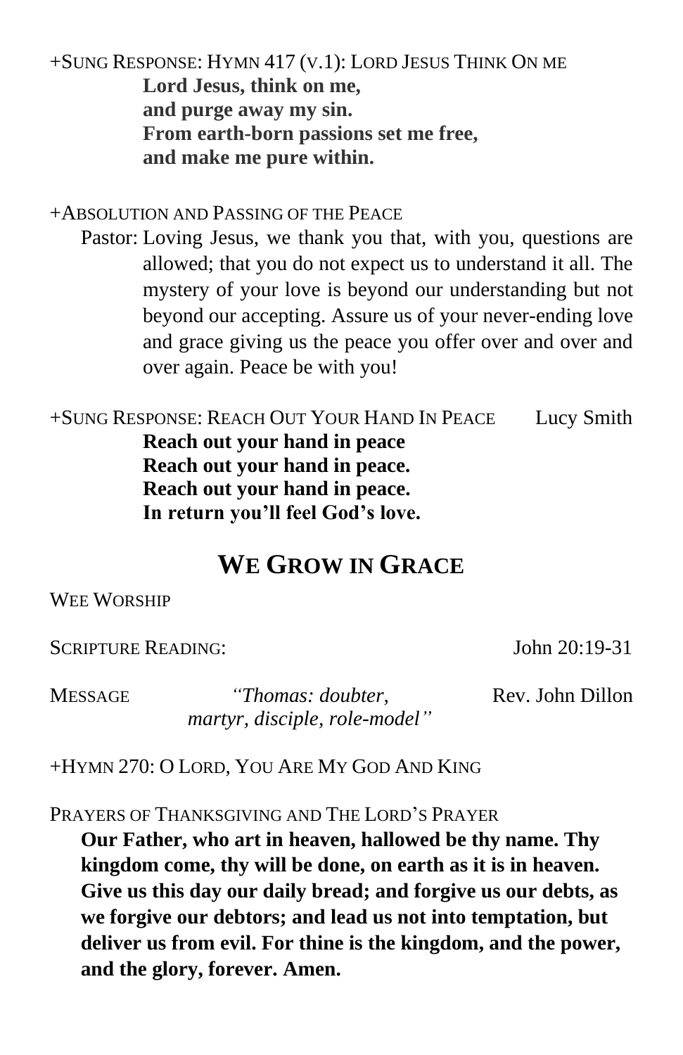+SUNG RESPONSE: HYMN 417 (V.1): LORD JESUS THINK ON ME

**Lord Jesus, think on me,**
**and purge away my sin.**
**From earth-born passions set me free,**
**and make me pure within.**

+ABSOLUTION AND PASSING OF THE PEACE

Pastor: Loving Jesus, we thank you that, with you, questions are allowed; that you do not expect us to understand it all. The mystery of your love is beyond our understanding but not beyond our accepting. Assure us of your never-ending love and grace giving us the peace you offer over and over and over again. Peace be with you!

+SUNG RESPONSE: REACH OUT YOUR HAND IN PEACE — Lucy Smith

**Reach out your hand in peace**
**Reach out your hand in peace.**
**Reach out your hand in peace.**
**In return you'll feel God's love.**

## WE GROW IN GRACE

WEE WORSHIP

SCRIPTURE READING: John 20:19-31

MESSAGE *"Thomas: doubter, martyr, disciple, role-model"* Rev. John Dillon

+HYMN 270: O LORD, YOU ARE MY GOD AND KING

PRAYERS OF THANKSGIVING AND THE LORD'S PRAYER

**Our Father, who art in heaven, hallowed be thy name. Thy kingdom come, thy will be done, on earth as it is in heaven. Give us this day our daily bread; and forgive us our debts, as we forgive our debtors; and lead us not into temptation, but deliver us from evil. For thine is the kingdom, and the power, and the glory, forever. Amen.**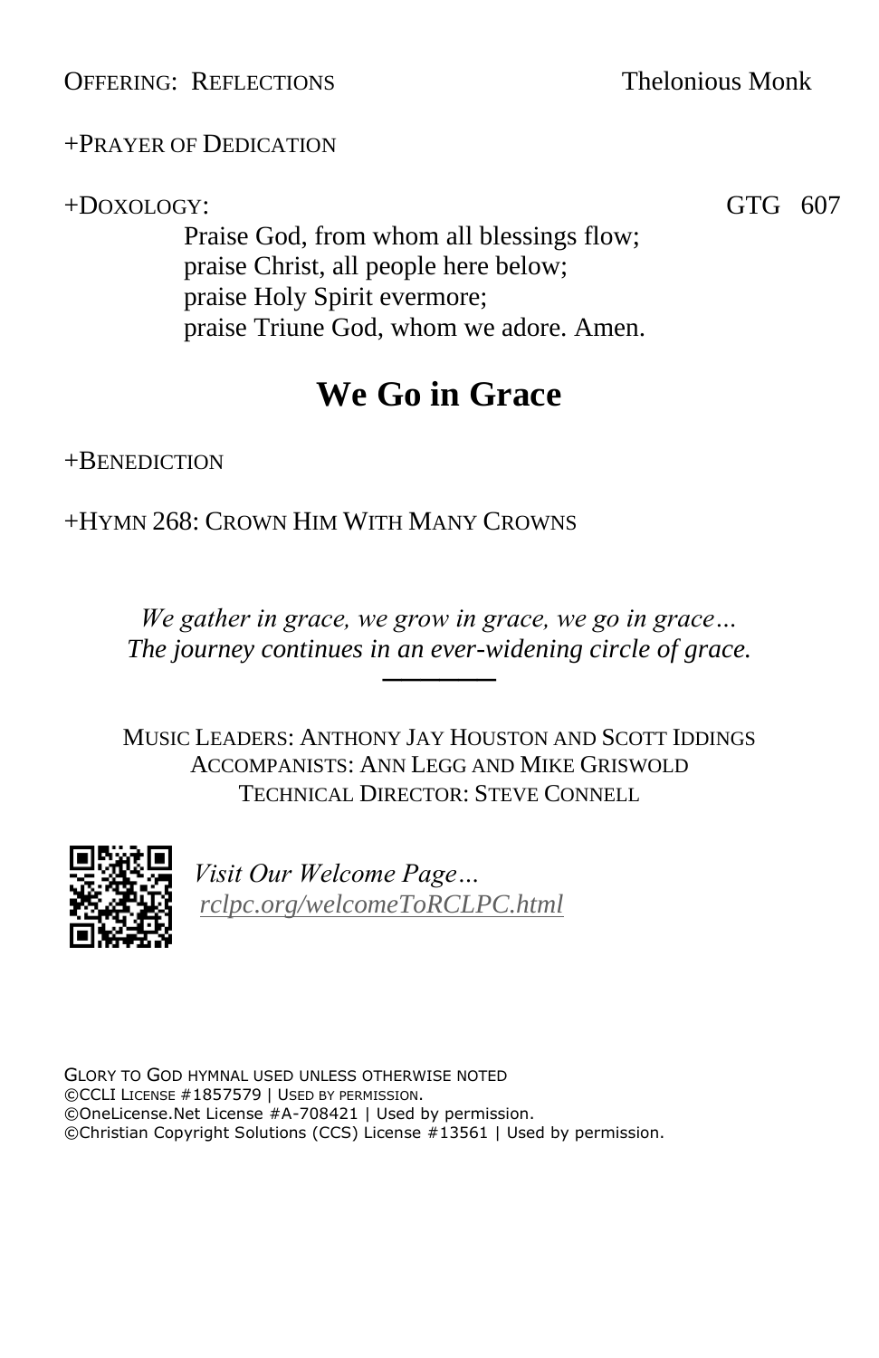OFFERING: REFLECTIONS Thelonious Monk

+PRAYER OF DEDICATION

+DOXOLOGY: GTG 607

Praise God, from whom all blessings flow;
praise Christ, all people here below;
praise Holy Spirit evermore;
praise Triune God, whom we adore. Amen.

# We Go in Grace

+BENEDICTION

+HYMN 268: CROWN HIM WITH MANY CROWNS

*We gather in grace, we grow in grace, we go in grace…*
*The journey continues in an ever-widening circle of grace.*

---

MUSIC LEADERS: ANTHONY JAY HOUSTON AND SCOTT IDDINGS
ACCOMPANISTS: ANN LEGG AND MIKE GRISWOLD
TECHNICAL DIRECTOR: STEVE CONNELL

*Visit Our Welcome Page…*
*rclpc.org/welcomeToRCLPC.html*

GLORY TO GOD HYMNAL USED UNLESS OTHERWISE NOTED
©CCLI LICENSE #1857579 | USED BY PERMISSION.
©OneLicense.Net License #A-708421 | Used by permission.
©Christian Copyright Solutions (CCS) License #13561 | Used by permission.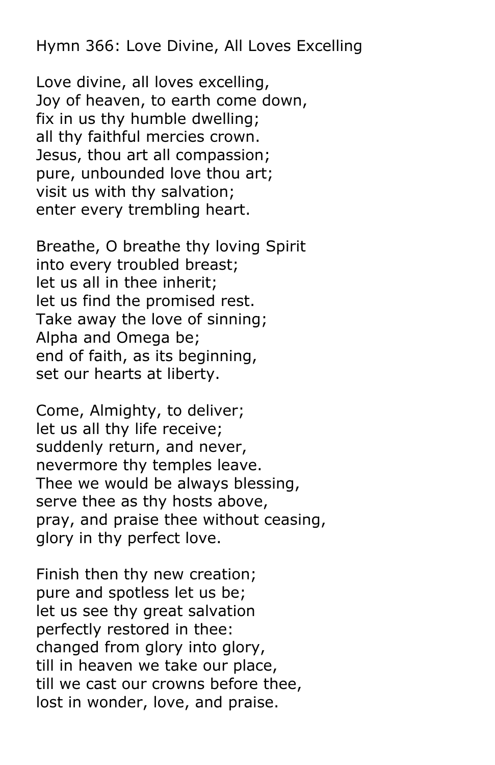Hymn 366: Love Divine, All Loves Excelling

Love divine, all loves excelling,
Joy of heaven, to earth come down,
fix in us thy humble dwelling;
all thy faithful mercies crown.
Jesus, thou art all compassion;
pure, unbounded love thou art;
visit us with thy salvation;
enter every trembling heart.

Breathe, O breathe thy loving Spirit
into every troubled breast;
let us all in thee inherit;
let us find the promised rest.
Take away the love of sinning;
Alpha and Omega be;
end of faith, as its beginning,
set our hearts at liberty.

Come, Almighty, to deliver;
let us all thy life receive;
suddenly return, and never,
nevermore thy temples leave.
Thee we would be always blessing,
serve thee as thy hosts above,
pray, and praise thee without ceasing,
glory in thy perfect love.

Finish then thy new creation;
pure and spotless let us be;
let us see thy great salvation
perfectly restored in thee:
changed from glory into glory,
till in heaven we take our place,
till we cast our crowns before thee,
lost in wonder, love, and praise.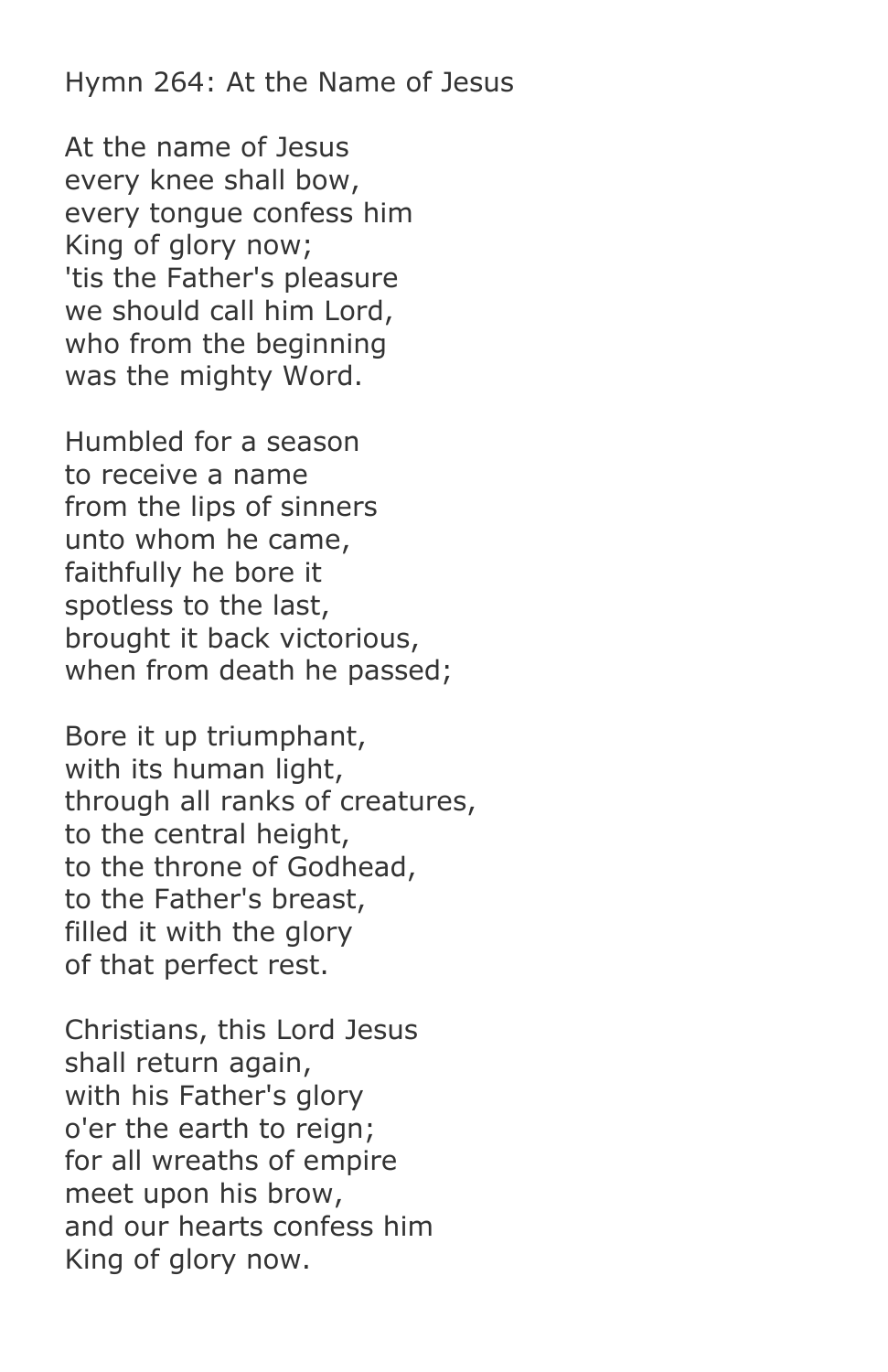Hymn 264: At the Name of Jesus

At the name of Jesus
every knee shall bow,
every tongue confess him
King of glory now;
'tis the Father's pleasure
we should call him Lord,
who from the beginning
was the mighty Word.

Humbled for a season
to receive a name
from the lips of sinners
unto whom he came,
faithfully he bore it
spotless to the last,
brought it back victorious,
when from death he passed;

Bore it up triumphant,
with its human light,
through all ranks of creatures,
to the central height,
to the throne of Godhead,
to the Father's breast,
filled it with the glory
of that perfect rest.

Christians, this Lord Jesus
shall return again,
with his Father's glory
o'er the earth to reign;
for all wreaths of empire
meet upon his brow,
and our hearts confess him
King of glory now.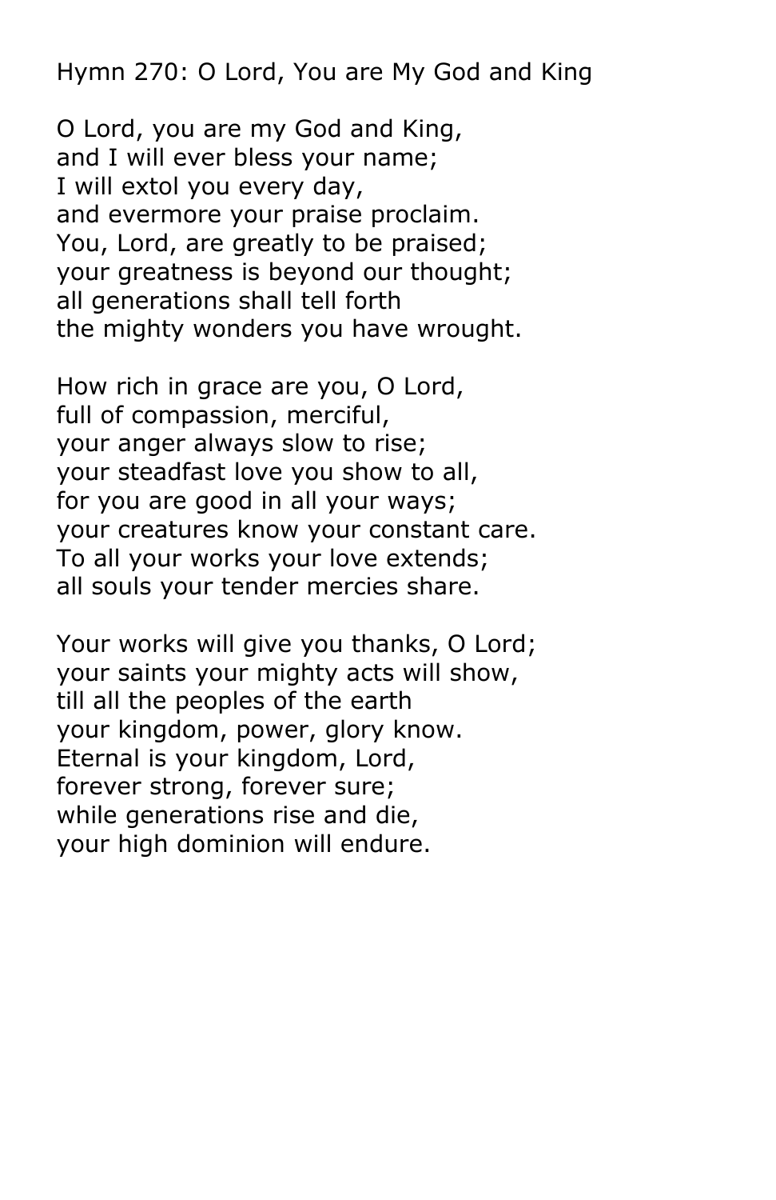Hymn 270: O Lord, You are My God and King

O Lord, you are my God and King,
and I will ever bless your name;
I will extol you every day,
and evermore your praise proclaim.
You, Lord, are greatly to be praised;
your greatness is beyond our thought;
all generations shall tell forth
the mighty wonders you have wrought.

How rich in grace are you, O Lord,
full of compassion, merciful,
your anger always slow to rise;
your steadfast love you show to all,
for you are good in all your ways;
your creatures know your constant care.
To all your works your love extends;
all souls your tender mercies share.

Your works will give you thanks, O Lord;
your saints your mighty acts will show,
till all the peoples of the earth
your kingdom, power, glory know.
Eternal is your kingdom, Lord,
forever strong, forever sure;
while generations rise and die,
your high dominion will endure.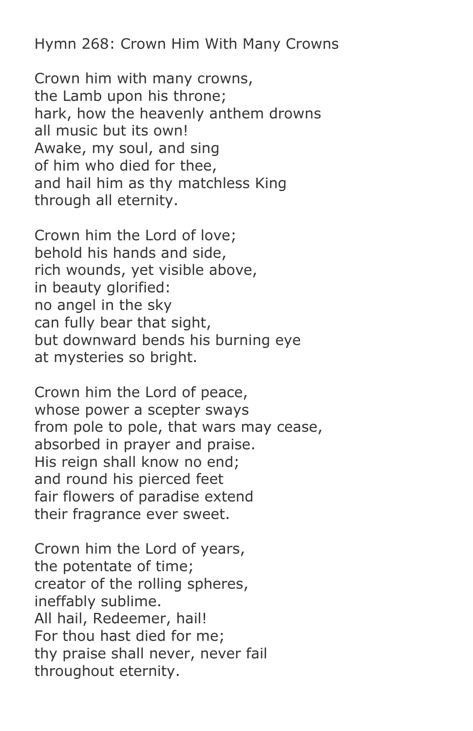Hymn 268: Crown Him With Many Crowns

Crown him with many crowns,  
the Lamb upon his throne;  
hark, how the heavenly anthem drowns  
all music but its own!  
Awake, my soul, and sing  
of him who died for thee,  
and hail him as thy matchless King  
through all eternity.

Crown him the Lord of love;  
behold his hands and side,  
rich wounds, yet visible above,  
in beauty glorified:  
no angel in the sky  
can fully bear that sight,  
but downward bends his burning eye  
at mysteries so bright.

Crown him the Lord of peace,  
whose power a scepter sways  
from pole to pole, that wars may cease,  
absorbed in prayer and praise.  
His reign shall know no end;  
and round his pierced feet  
fair flowers of paradise extend  
their fragrance ever sweet.

Crown him the Lord of years,  
the potentate of time;  
creator of the rolling spheres,  
ineffably sublime.  
All hail, Redeemer, hail!  
For thou hast died for me;  
thy praise shall never, never fail  
throughout eternity.